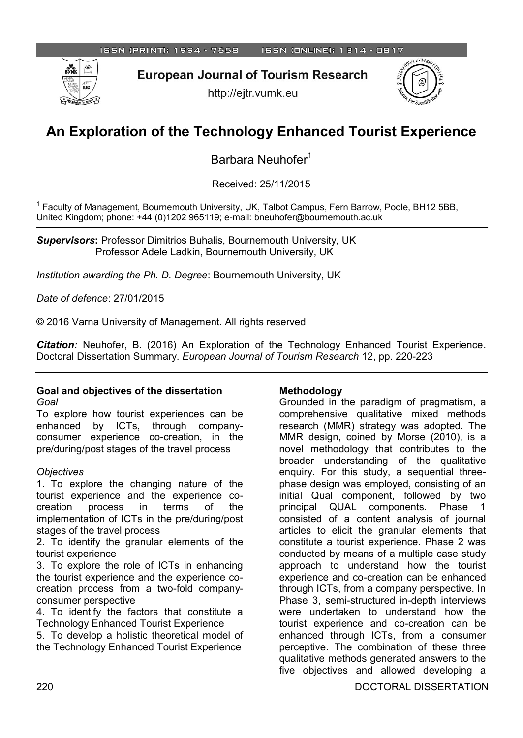ISSN (PRINT): 1994 - 7658 ISSN (ONLINE): 1314 - 0817

**European Journal of Tourism Research**

http://ejtr.vumk.eu

# An Exploration of the Technology Enhanced Tourist Experience

Barbara Neuhofer[1]

Received: 25/11/2015

[1] Faculty of Management, Bournemouth University, UK, Talbot Campus, Fern Barrow, Poole, BH12 5BB, United Kingdom; phone: +44 (0)1202 965119; e-mail: bneuhofer@bournemouth.ac.uk

***Supervisors*:** Professor Dimitrios Buhalis, Bournemouth University, UK
Professor Adele Ladkin, Bournemouth University, UK

*Institution awarding the Ph. D. Degree*: Bournemouth University, UK

*Date of defence*: 27/01/2015

© 2016 Varna University of Management. All rights reserved

***Citation:*** Neuhofer, B. (2016) An Exploration of the Technology Enhanced Tourist Experience. Doctoral Dissertation Summary. *European Journal of Tourism Research* 12, pp. 220-223

## Goal and objectives of the dissertation

*Goal*

To explore how tourist experiences can be enhanced by ICTs, through company-consumer experience co-creation, in the pre/during/post stages of the travel process

*Objectives*

1. To explore the changing nature of the tourist experience and the experience co-creation process in terms of the implementation of ICTs in the pre/during/post stages of the travel process
2. To identify the granular elements of the tourist experience
3. To explore the role of ICTs in enhancing the tourist experience and the experience co-creation process from a two-fold company-consumer perspective
4. To identify the factors that constitute a Technology Enhanced Tourist Experience
5. To develop a holistic theoretical model of the Technology Enhanced Tourist Experience

## Methodology

Grounded in the paradigm of pragmatism, a comprehensive qualitative mixed methods research (MMR) strategy was adopted. The MMR design, coined by Morse (2010), is a novel methodology that contributes to the broader understanding of the qualitative enquiry. For this study, a sequential three-phase design was employed, consisting of an initial Qual component, followed by two principal QUAL components. Phase 1 consisted of a content analysis of journal articles to elicit the granular elements that constitute a tourist experience. Phase 2 was conducted by means of a multiple case study approach to understand how the tourist experience and co-creation can be enhanced through ICTs, from a company perspective. In Phase 3, semi-structured in-depth interviews were undertaken to understand how the tourist experience and co-creation can be enhanced through ICTs, from a consumer perceptive. The combination of these three qualitative methods generated answers to the five objectives and allowed developing a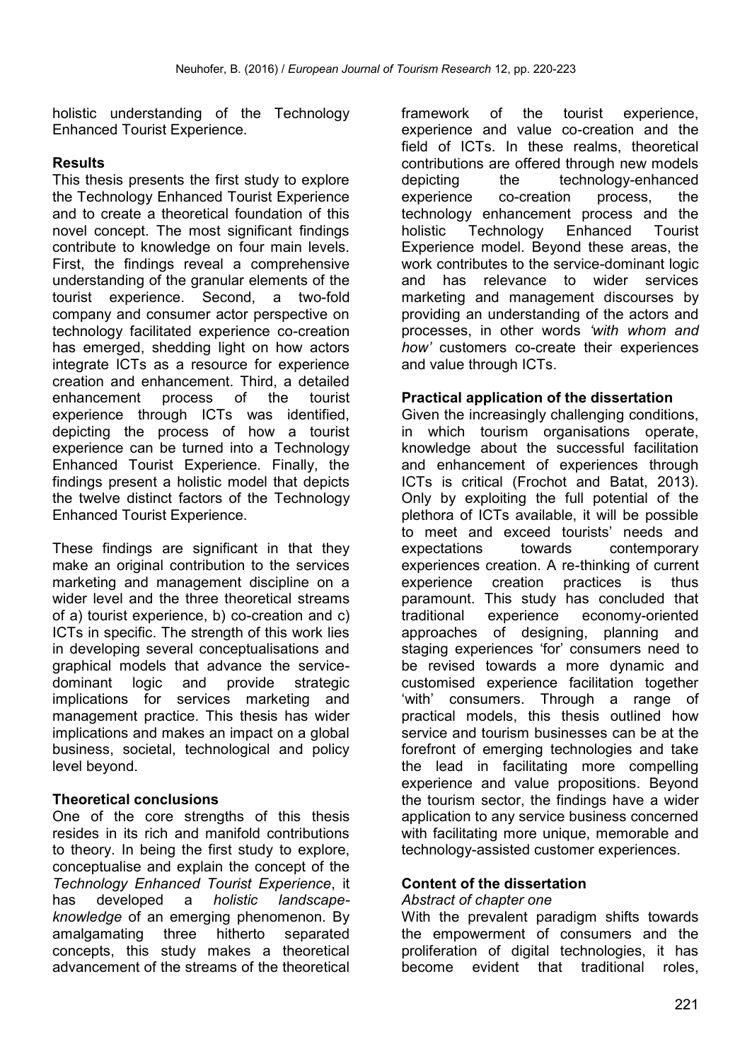holistic understanding of the Technology Enhanced Tourist Experience.

**Results**

This thesis presents the first study to explore the Technology Enhanced Tourist Experience and to create a theoretical foundation of this novel concept. The most significant findings contribute to knowledge on four main levels. First, the findings reveal a comprehensive understanding of the granular elements of the tourist experience. Second, a two-fold company and consumer actor perspective on technology facilitated experience co-creation has emerged, shedding light on how actors integrate ICTs as a resource for experience creation and enhancement. Third, a detailed enhancement process of the tourist experience through ICTs was identified, depicting the process of how a tourist experience can be turned into a Technology Enhanced Tourist Experience. Finally, the findings present a holistic model that depicts the twelve distinct factors of the Technology Enhanced Tourist Experience.

These findings are significant in that they make an original contribution to the services marketing and management discipline on a wider level and the three theoretical streams of a) tourist experience, b) co-creation and c) ICTs in specific. The strength of this work lies in developing several conceptualisations and graphical models that advance the service-dominant logic and provide strategic implications for services marketing and management practice. This thesis has wider implications and makes an impact on a global business, societal, technological and policy level beyond.

**Theoretical conclusions**

One of the core strengths of this thesis resides in its rich and manifold contributions to theory. In being the first study to explore, conceptualise and explain the concept of the *Technology Enhanced Tourist Experience*, it has developed a *holistic landscape-knowledge* of an emerging phenomenon. By amalgamating three hitherto separated concepts, this study makes a theoretical advancement of the streams of the theoretical framework of the tourist experience, experience and value co-creation and the field of ICTs. In these realms, theoretical contributions are offered through new models depicting the technology-enhanced experience co-creation process, the technology enhancement process and the holistic Technology Enhanced Tourist Experience model. Beyond these areas, the work contributes to the service-dominant logic and has relevance to wider services marketing and management discourses by providing an understanding of the actors and processes, in other words *'with whom and how'* customers co-create their experiences and value through ICTs.

**Practical application of the dissertation**

Given the increasingly challenging conditions, in which tourism organisations operate, knowledge about the successful facilitation and enhancement of experiences through ICTs is critical (Frochot and Batat, 2013). Only by exploiting the full potential of the plethora of ICTs available, it will be possible to meet and exceed tourists' needs and expectations towards contemporary experiences creation. A re-thinking of current experience creation practices is thus paramount. This study has concluded that traditional experience economy-oriented approaches of designing, planning and staging experiences 'for' consumers need to be revised towards a more dynamic and customised experience facilitation together 'with' consumers. Through a range of practical models, this thesis outlined how service and tourism businesses can be at the forefront of emerging technologies and take the lead in facilitating more compelling experience and value propositions. Beyond the tourism sector, the findings have a wider application to any service business concerned with facilitating more unique, memorable and technology-assisted customer experiences.

**Content of the dissertation**

*Abstract of chapter one*

With the prevalent paradigm shifts towards the empowerment of consumers and the proliferation of digital technologies, it has become evident that traditional roles,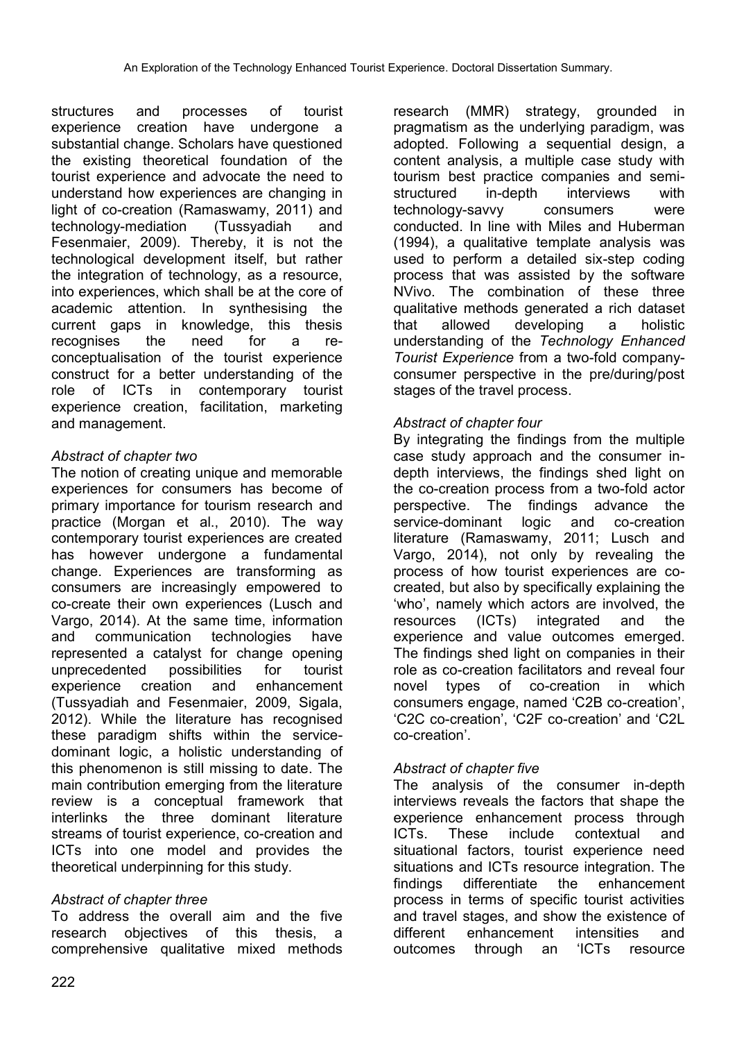structures and processes of tourist experience creation have undergone a substantial change. Scholars have questioned the existing theoretical foundation of the tourist experience and advocate the need to understand how experiences are changing in light of co-creation (Ramaswamy, 2011) and technology-mediation (Tussyadiah and Fesenmaier, 2009). Thereby, it is not the technological development itself, but rather the integration of technology, as a resource, into experiences, which shall be at the core of academic attention. In synthesising the current gaps in knowledge, this thesis recognises the need for a re-conceptualisation of the tourist experience construct for a better understanding of the role of ICTs in contemporary tourist experience creation, facilitation, marketing and management.

*Abstract of chapter two*

The notion of creating unique and memorable experiences for consumers has become of primary importance for tourism research and practice (Morgan et al., 2010). The way contemporary tourist experiences are created has however undergone a fundamental change. Experiences are transforming as consumers are increasingly empowered to co-create their own experiences (Lusch and Vargo, 2014). At the same time, information and communication technologies have represented a catalyst for change opening unprecedented possibilities for tourist experience creation and enhancement (Tussyadiah and Fesenmaier, 2009, Sigala, 2012). While the literature has recognised these paradigm shifts within the service-dominant logic, a holistic understanding of this phenomenon is still missing to date. The main contribution emerging from the literature review is a conceptual framework that interlinks the three dominant literature streams of tourist experience, co-creation and ICTs into one model and provides the theoretical underpinning for this study.

*Abstract of chapter three*

To address the overall aim and the five research objectives of this thesis, a comprehensive qualitative mixed methods research (MMR) strategy, grounded in pragmatism as the underlying paradigm, was adopted. Following a sequential design, a content analysis, a multiple case study with tourism best practice companies and semi-structured in-depth interviews with technology-savvy consumers were conducted. In line with Miles and Huberman (1994), a qualitative template analysis was used to perform a detailed six-step coding process that was assisted by the software NVivo. The combination of these three qualitative methods generated a rich dataset that allowed developing a holistic understanding of the *Technology Enhanced Tourist Experience* from a two-fold company-consumer perspective in the pre/during/post stages of the travel process.

*Abstract of chapter four*

By integrating the findings from the multiple case study approach and the consumer in-depth interviews, the findings shed light on the co-creation process from a two-fold actor perspective. The findings advance the service-dominant logic and co-creation literature (Ramaswamy, 2011; Lusch and Vargo, 2014), not only by revealing the process of how tourist experiences are co-created, but also by specifically explaining the 'who', namely which actors are involved, the resources (ICTs) integrated and the experience and value outcomes emerged. The findings shed light on companies in their role as co-creation facilitators and reveal four novel types of co-creation in which consumers engage, named 'C2B co-creation', 'C2C co-creation', 'C2F co-creation' and 'C2L co-creation'.

*Abstract of chapter five*

The analysis of the consumer in-depth interviews reveals the factors that shape the experience enhancement process through ICTs. These include contextual and situational factors, tourist experience need situations and ICTs resource integration. The findings differentiate the enhancement process in terms of specific tourist activities and travel stages, and show the existence of different enhancement intensities and outcomes through an 'ICTs resource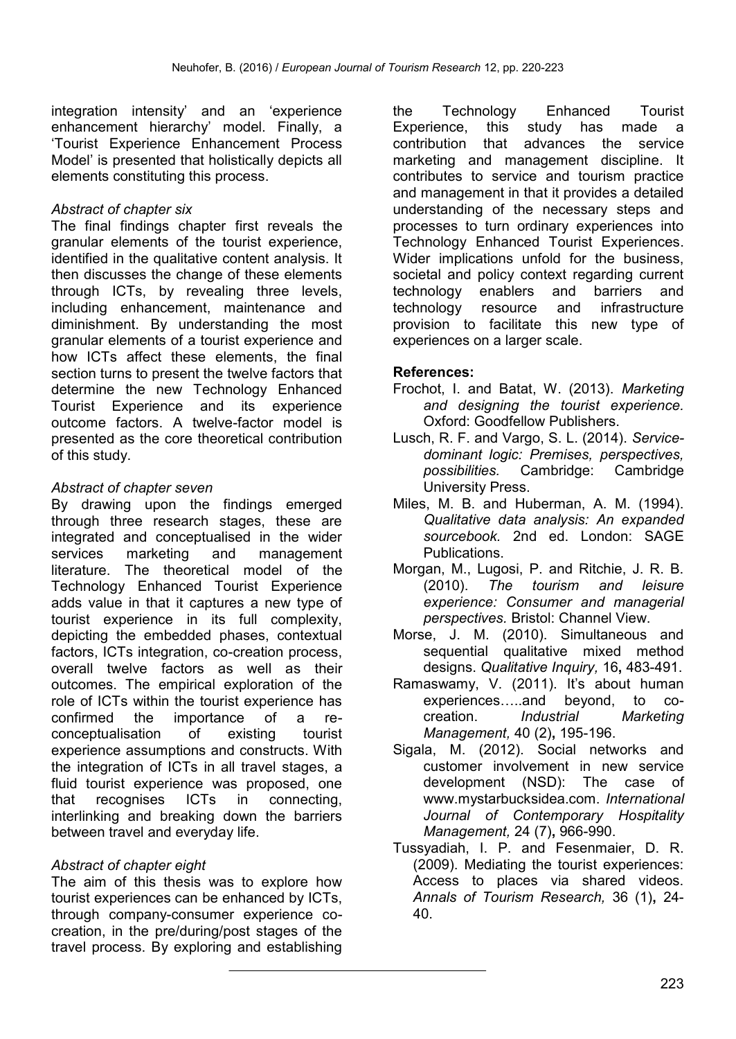integration intensity' and an 'experience enhancement hierarchy' model. Finally, a 'Tourist Experience Enhancement Process Model' is presented that holistically depicts all elements constituting this process.

*Abstract of chapter six*

The final findings chapter first reveals the granular elements of the tourist experience, identified in the qualitative content analysis. It then discusses the change of these elements through ICTs, by revealing three levels, including enhancement, maintenance and diminishment. By understanding the most granular elements of a tourist experience and how ICTs affect these elements, the final section turns to present the twelve factors that determine the new Technology Enhanced Tourist Experience and its experience outcome factors. A twelve-factor model is presented as the core theoretical contribution of this study.

*Abstract of chapter seven*

By drawing upon the findings emerged through three research stages, these are integrated and conceptualised in the wider services marketing and management literature. The theoretical model of the Technology Enhanced Tourist Experience adds value in that it captures a new type of tourist experience in its full complexity, depicting the embedded phases, contextual factors, ICTs integration, co-creation process, overall twelve factors as well as their outcomes. The empirical exploration of the role of ICTs within the tourist experience has confirmed the importance of a re-conceptualisation of existing tourist experience assumptions and constructs. With the integration of ICTs in all travel stages, a fluid tourist experience was proposed, one that recognises ICTs in connecting, interlinking and breaking down the barriers between travel and everyday life.

*Abstract of chapter eight*

The aim of this thesis was to explore how tourist experiences can be enhanced by ICTs, through company-consumer experience co-creation, in the pre/during/post stages of the travel process. By exploring and establishing the Technology Enhanced Tourist Experience, this study has made a contribution that advances the service marketing and management discipline. It contributes to service and tourism practice and management in that it provides a detailed understanding of the necessary steps and processes to turn ordinary experiences into Technology Enhanced Tourist Experiences. Wider implications unfold for the business, societal and policy context regarding current technology enablers and barriers and technology resource and infrastructure provision to facilitate this new type of experiences on a larger scale.

**References:**

Frochot, I. and Batat, W. (2013). *Marketing and designing the tourist experience.* Oxford: Goodfellow Publishers.

Lusch, R. F. and Vargo, S. L. (2014). *Service-dominant logic: Premises, perspectives, possibilities.* Cambridge: Cambridge University Press.

Miles, M. B. and Huberman, A. M. (1994). *Qualitative data analysis: An expanded sourcebook.* 2nd ed. London: SAGE Publications.

Morgan, M., Lugosi, P. and Ritchie, J. R. B. (2010). *The tourism and leisure experience: Consumer and managerial perspectives.* Bristol: Channel View.

Morse, J. M. (2010). Simultaneous and sequential qualitative mixed method designs. *Qualitative Inquiry,* 16**,** 483-491.

Ramaswamy, V. (2011). It's about human experiences…..and beyond, to co-creation. *Industrial Marketing Management,* 40 (2)**,** 195-196.

Sigala, M. (2012). Social networks and customer involvement in new service development (NSD): The case of www.mystarbucksidea.com. *International Journal of Contemporary Hospitality Management,* 24 (7)**,** 966-990.

Tussyadiah, I. P. and Fesenmaier, D. R. (2009). Mediating the tourist experiences: Access to places via shared videos. *Annals of Tourism Research,* 36 (1)**,** 24-40.